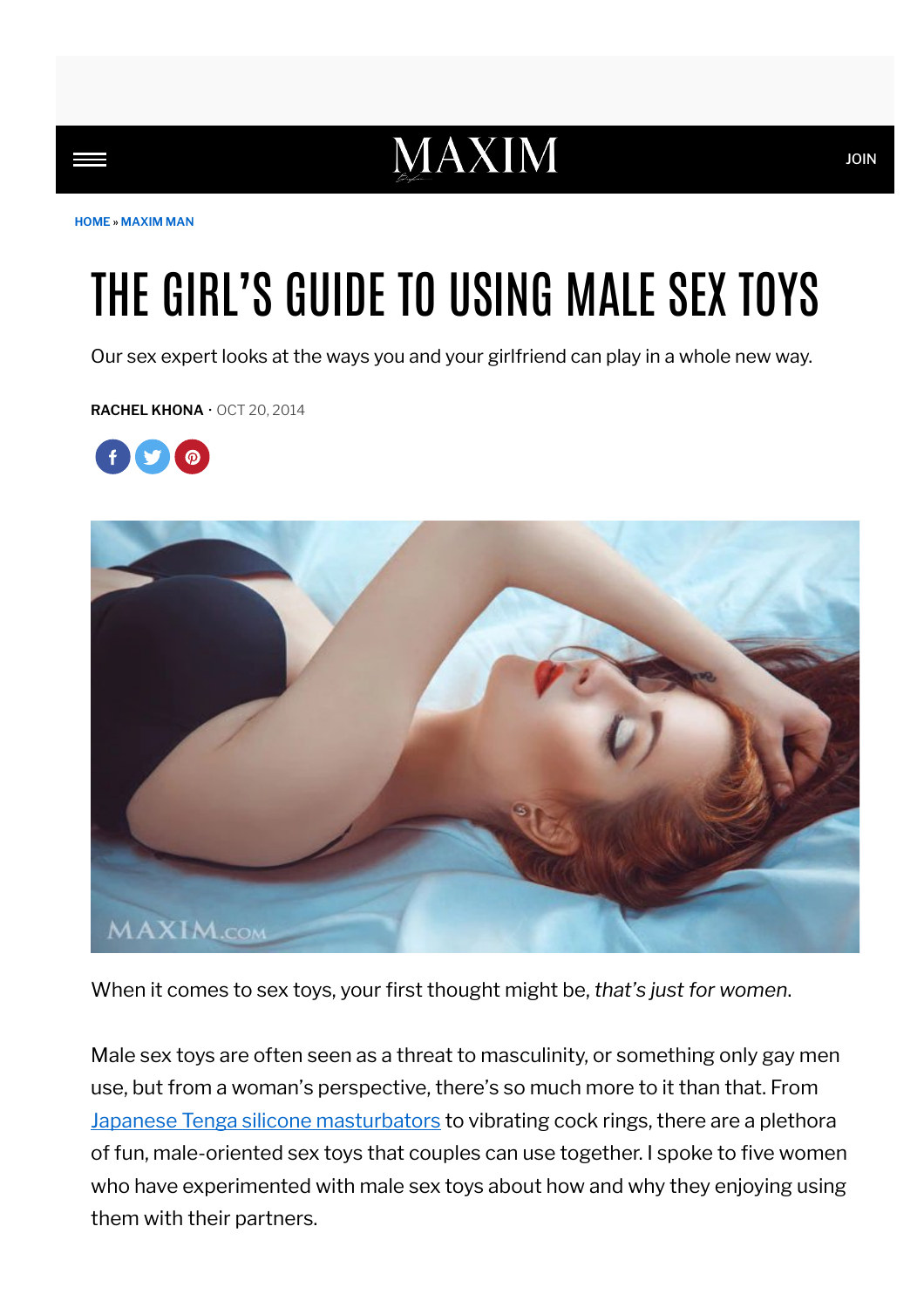HOME » MAXIM MAN

# THE GIRL'S GUIDE TO USING MALE SEX TOYS

Our sex expert looks at the ways you and your girlfriend can play in a whole new way.

**RACHEL KHONA** · OCT 20, 2014

When it comes to sex toys, your first thought might be, *that's just for women*.

Male sex toys are often seen as a threat to masculinity, or something only gay men use, but from a woman's perspective, there's so much more to it than that. From [Japanese Tenga silicone masturbators]() to vibrating cock rings, there are a plethora of fun, male-oriented sex toys that couples can use together. I spoke to five women who have experimented with male sex toys about how and why they enjoying using them with their partners.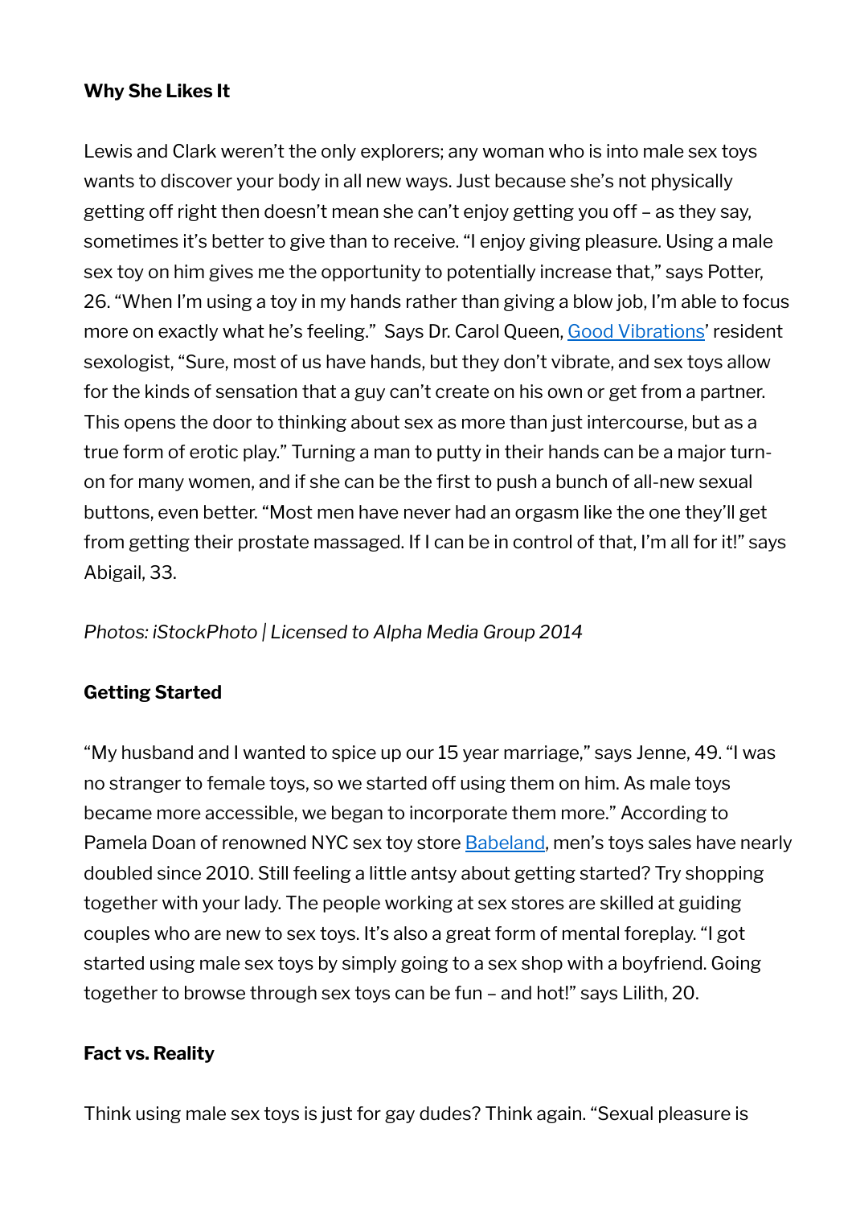**Why She Likes It**

Lewis and Clark weren't the only explorers; any woman who is into male sex toys wants to discover your body in all new ways. Just because she's not physically getting off right then doesn't mean she can't enjoy getting you off – as they say, sometimes it's better to give than to receive. "I enjoy giving pleasure. Using a male sex toy on him gives me the opportunity to potentially increase that," says Potter, 26. "When I'm using a toy in my hands rather than giving a blow job, I'm able to focus more on exactly what he's feeling." Says Dr. Carol Queen, Good Vibrations' resident sexologist, "Sure, most of us have hands, but they don't vibrate, and sex toys allow for the kinds of sensation that a guy can't create on his own or get from a partner. This opens the door to thinking about sex as more than just intercourse, but as a true form of erotic play." Turning a man to putty in their hands can be a major turn-on for many women, and if she can be the first to push a bunch of all-new sexual buttons, even better. "Most men have never had an orgasm like the one they'll get from getting their prostate massaged. If I can be in control of that, I'm all for it!" says Abigail, 33.

*Photos: iStockPhoto | Licensed to Alpha Media Group 2014*

**Getting Started**

"My husband and I wanted to spice up our 15 year marriage," says Jenne, 49. "I was no stranger to female toys, so we started off using them on him. As male toys became more accessible, we began to incorporate them more." According to Pamela Doan of renowned NYC sex toy store Babeland, men's toys sales have nearly doubled since 2010. Still feeling a little antsy about getting started? Try shopping together with your lady. The people working at sex stores are skilled at guiding couples who are new to sex toys. It's also a great form of mental foreplay. "I got started using male sex toys by simply going to a sex shop with a boyfriend. Going together to browse through sex toys can be fun – and hot!" says Lilith, 20.

**Fact vs. Reality**

Think using male sex toys is just for gay dudes? Think again. "Sexual pleasure is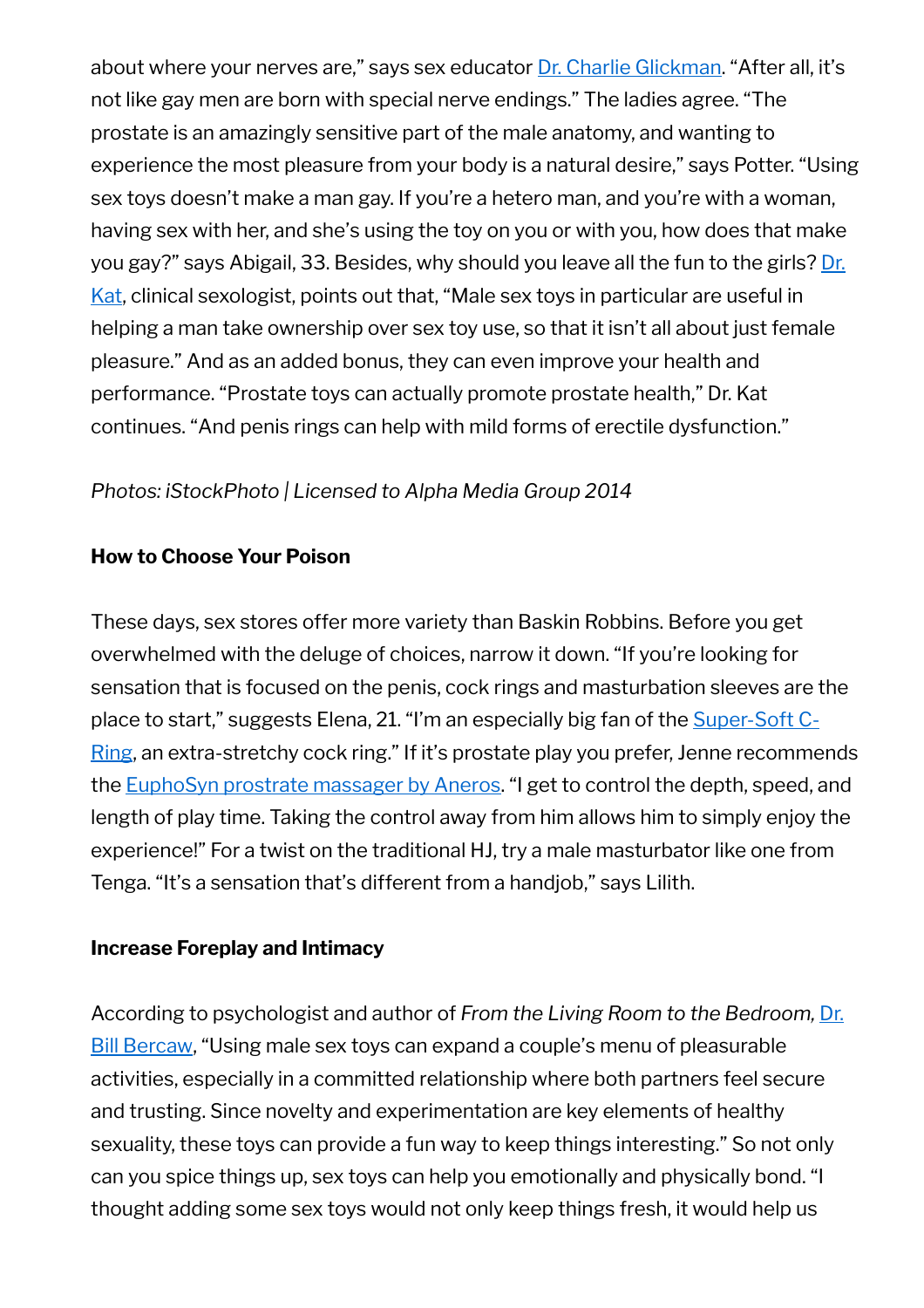about where your nerves are," says sex educator [Dr. Charlie Glickman](). "After all, it's not like gay men are born with special nerve endings." The ladies agree. "The prostate is an amazingly sensitive part of the male anatomy, and wanting to experience the most pleasure from your body is a natural desire," says Potter. "Using sex toys doesn't make a man gay. If you're a hetero man, and you're with a woman, having sex with her, and she's using the toy on you or with you, how does that make you gay?" says Abigail, 33. Besides, why should you leave all the fun to the girls? [Dr. Kat](), clinical sexologist, points out that, "Male sex toys in particular are useful in helping a man take ownership over sex toy use, so that it isn't all about just female pleasure." And as an added bonus, they can even improve your health and performance. "Prostate toys can actually promote prostate health," Dr. Kat continues. "And penis rings can help with mild forms of erectile dysfunction."

*Photos: iStockPhoto | Licensed to Alpha Media Group 2014*

**How to Choose Your Poison**

These days, sex stores offer more variety than Baskin Robbins. Before you get overwhelmed with the deluge of choices, narrow it down. "If you're looking for sensation that is focused on the penis, cock rings and masturbation sleeves are the place to start," suggests Elena, 21. "I'm an especially big fan of the [Super-Soft C-Ring](), an extra-stretchy cock ring." If it's prostate play you prefer, Jenne recommends the [EuphoSyn prostrate massager by Aneros](). "I get to control the depth, speed, and length of play time. Taking the control away from him allows him to simply enjoy the experience!" For a twist on the traditional HJ, try a male masturbator like one from Tenga. "It's a sensation that's different from a handjob," says Lilith.

**Increase Foreplay and Intimacy**

According to psychologist and author of *From the Living Room to the Bedroom,* [Dr. Bill Bercaw](), "Using male sex toys can expand a couple's menu of pleasurable activities, especially in a committed relationship where both partners feel secure and trusting. Since novelty and experimentation are key elements of healthy sexuality, these toys can provide a fun way to keep things interesting." So not only can you spice things up, sex toys can help you emotionally and physically bond. "I thought adding some sex toys would not only keep things fresh, it would help us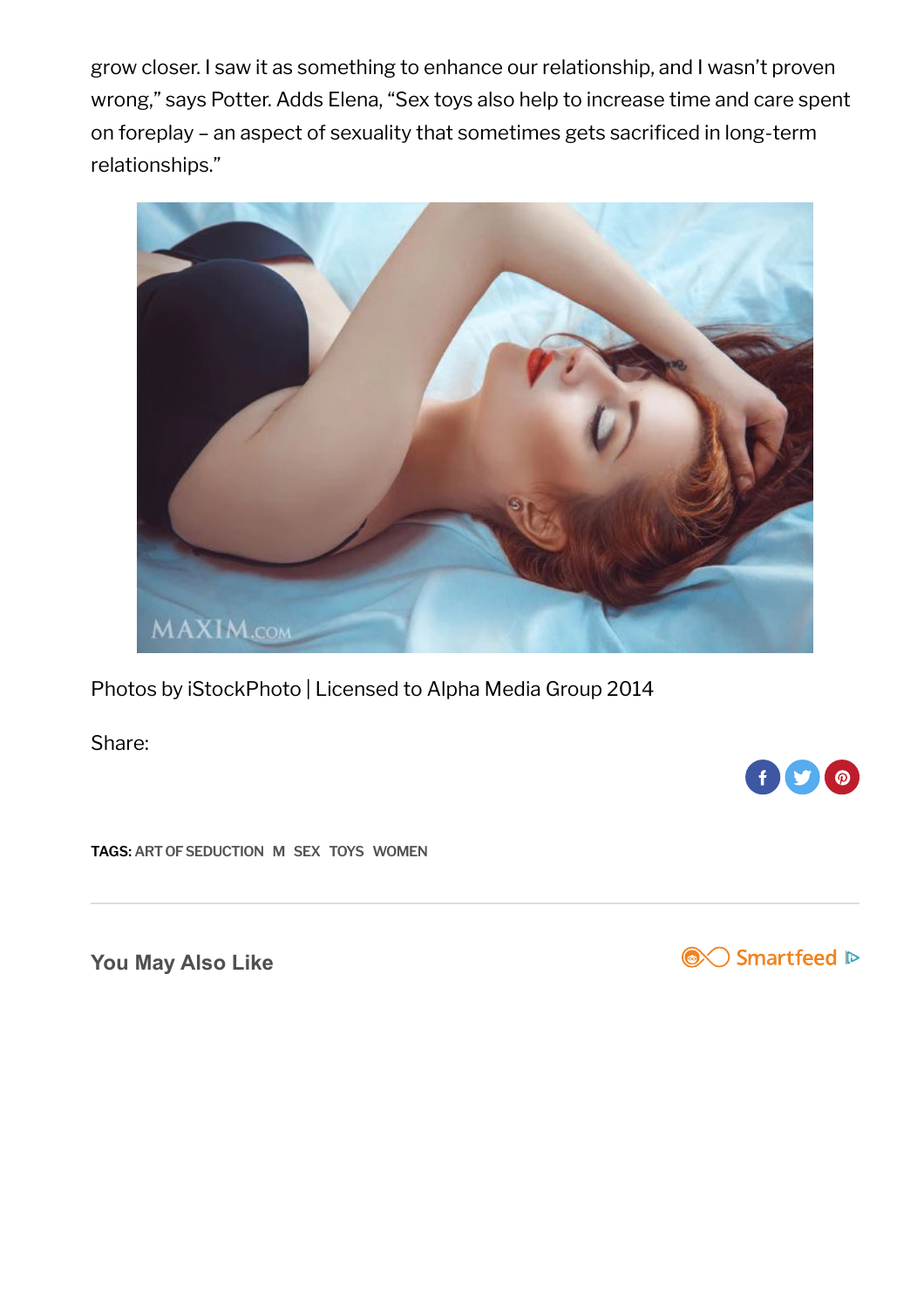grow closer. I saw it as something to enhance our relationship, and I wasn't proven wrong," says Potter. Adds Elena, "Sex toys also help to increase time and care spent on foreplay – an aspect of sexuality that sometimes gets sacrificed in long-term relationships."

Photos by iStockPhoto | Licensed to Alpha Media Group 2014

Share:

**TAGS:** ART OF SEDUCTION M SEX TOYS WOMEN

## You May Also Like

Smartfeed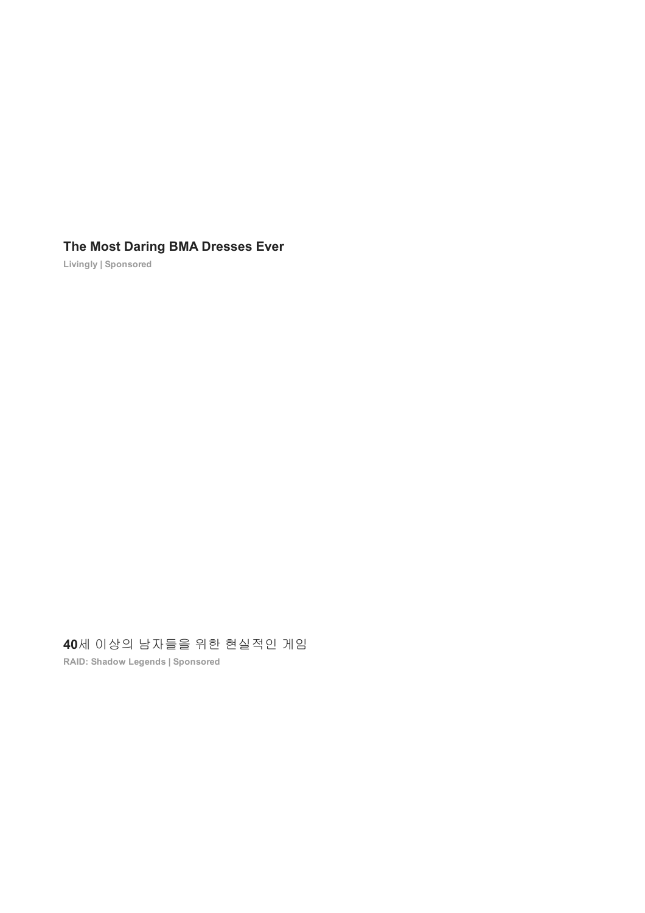**The Most Daring BMA Dresses Ever**

Livingly | Sponsored

**40**세 이상의 남자들을 위한 현실적인 게임

RAID: Shadow Legends | Sponsored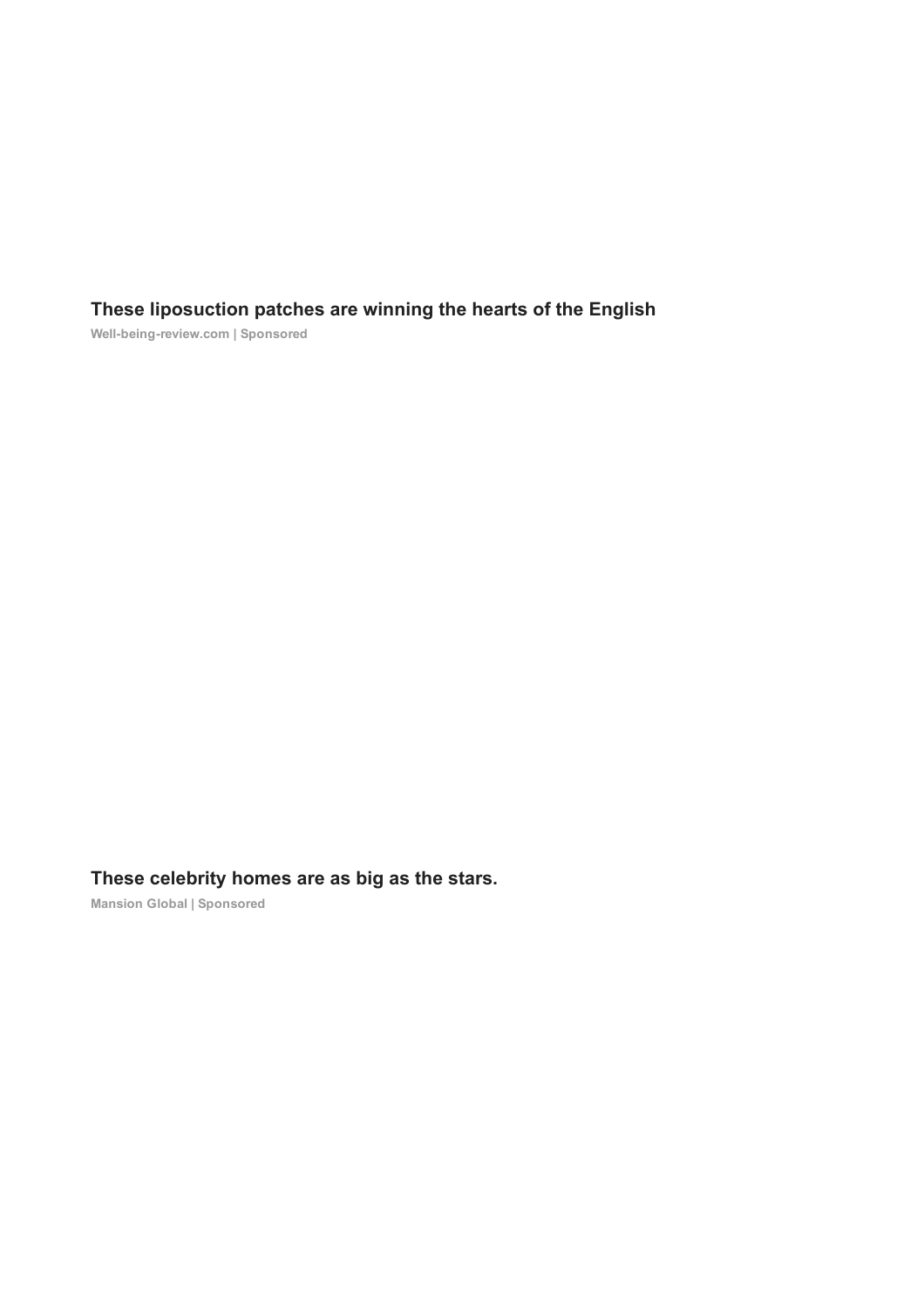**These liposuction patches are winning the hearts of the English**

Well-being-review.com | Sponsored

**These celebrity homes are as big as the stars.**

Mansion Global | Sponsored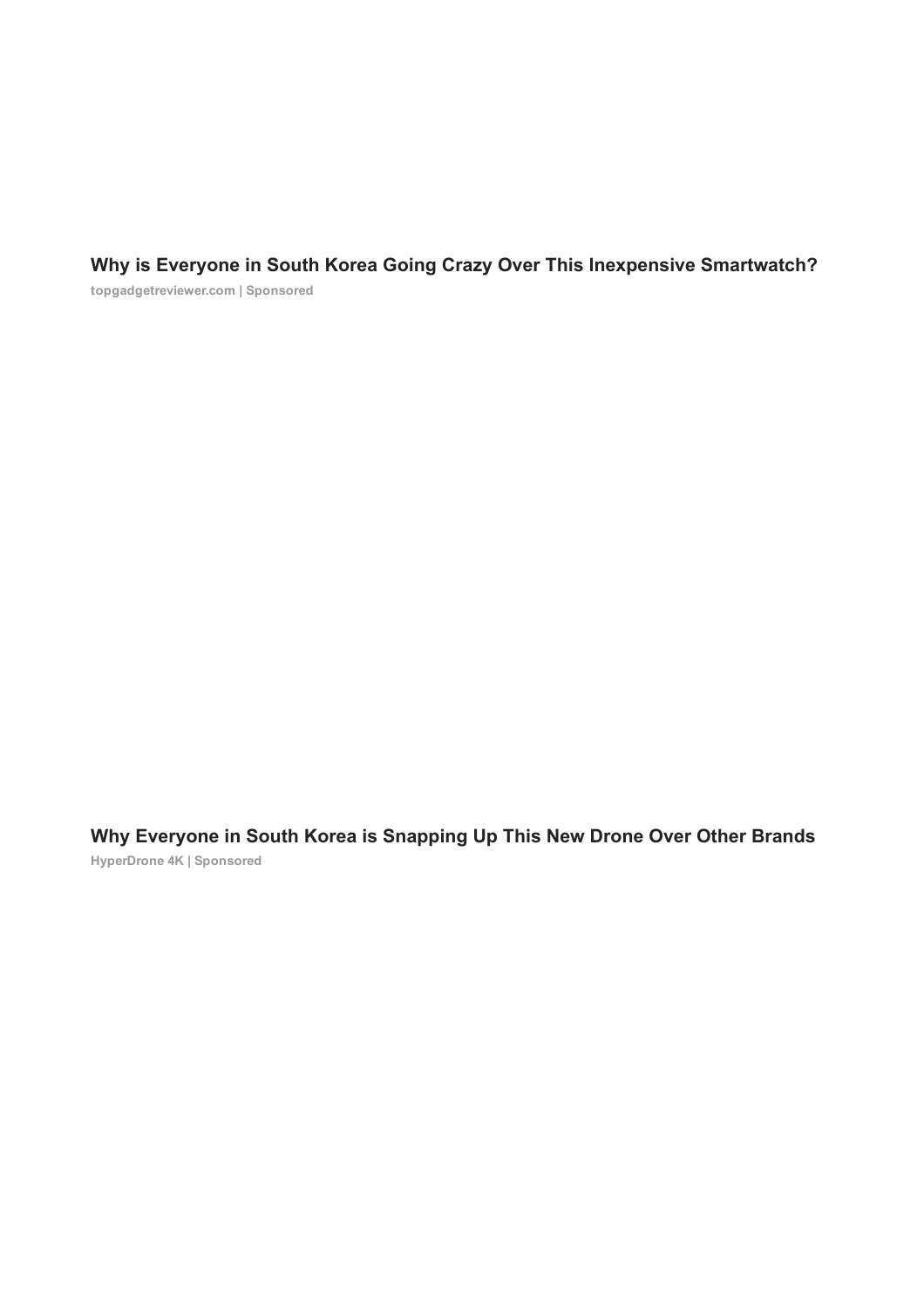**Why is Everyone in South Korea Going Crazy Over This Inexpensive Smartwatch?**

topgadgetreviewer.com | Sponsored

**Why Everyone in South Korea is Snapping Up This New Drone Over Other Brands**

HyperDrone 4K | Sponsored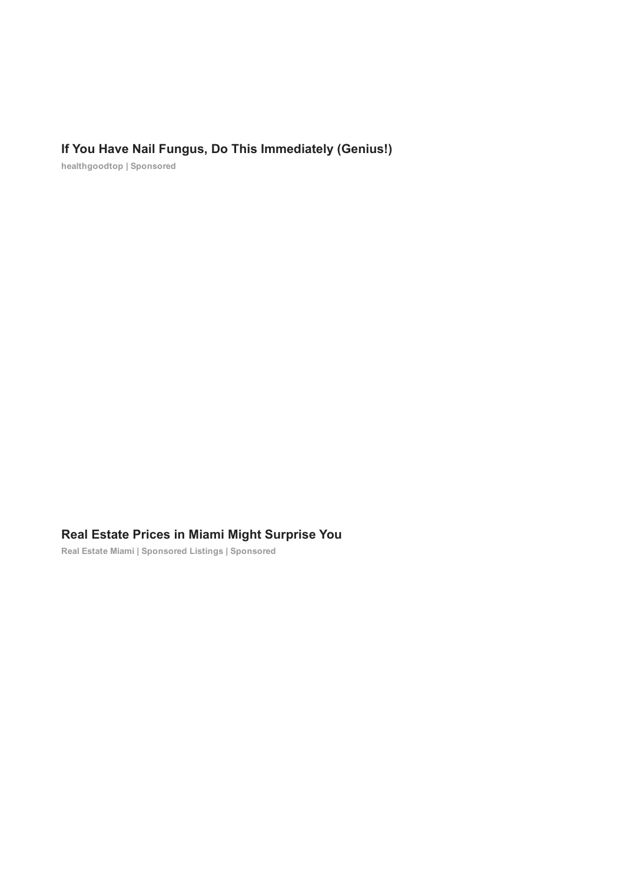**If You Have Nail Fungus, Do This Immediately (Genius!)**

healthgoodtop | Sponsored

**Real Estate Prices in Miami Might Surprise You**

Real Estate Miami | Sponsored Listings | Sponsored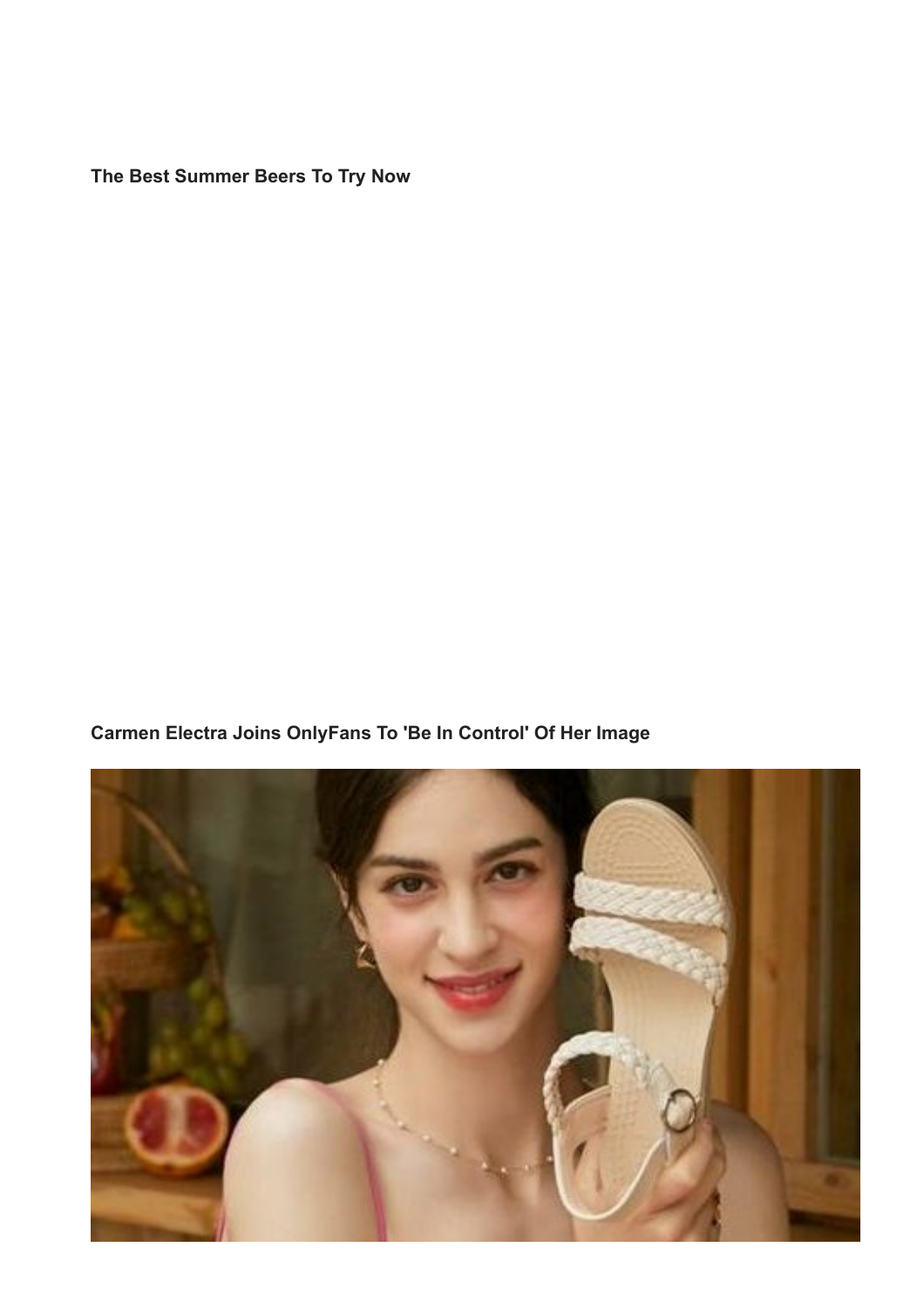**The Best Summer Beers To Try Now**

**Carmen Electra Joins OnlyFans To 'Be In Control' Of Her Image**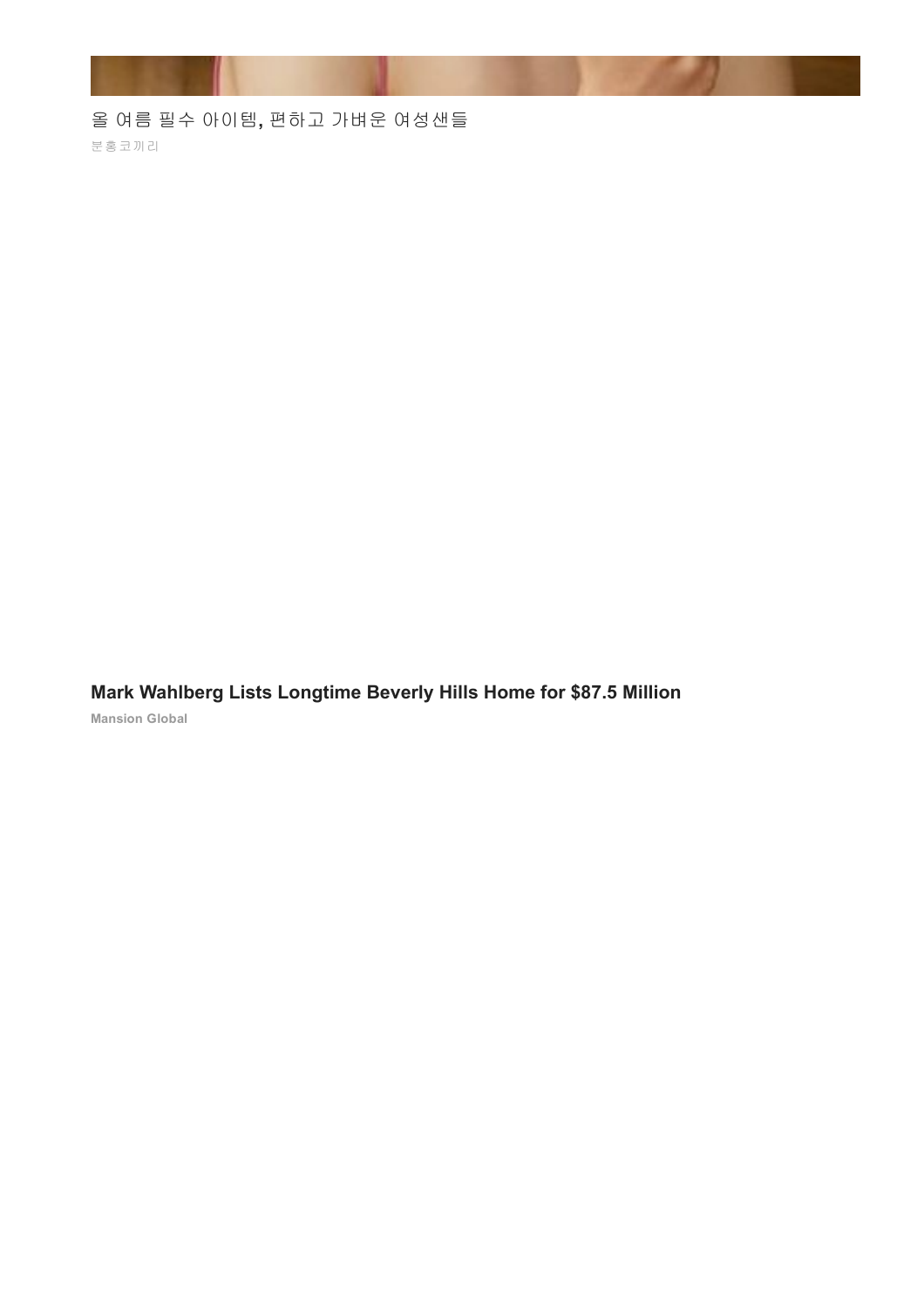올 여름 필수 아이템, 편하고 가벼운 여성샌들

분홍코끼리

**Mark Wahlberg Lists Longtime Beverly Hills Home for $87.5 Million**

**Mansion Global**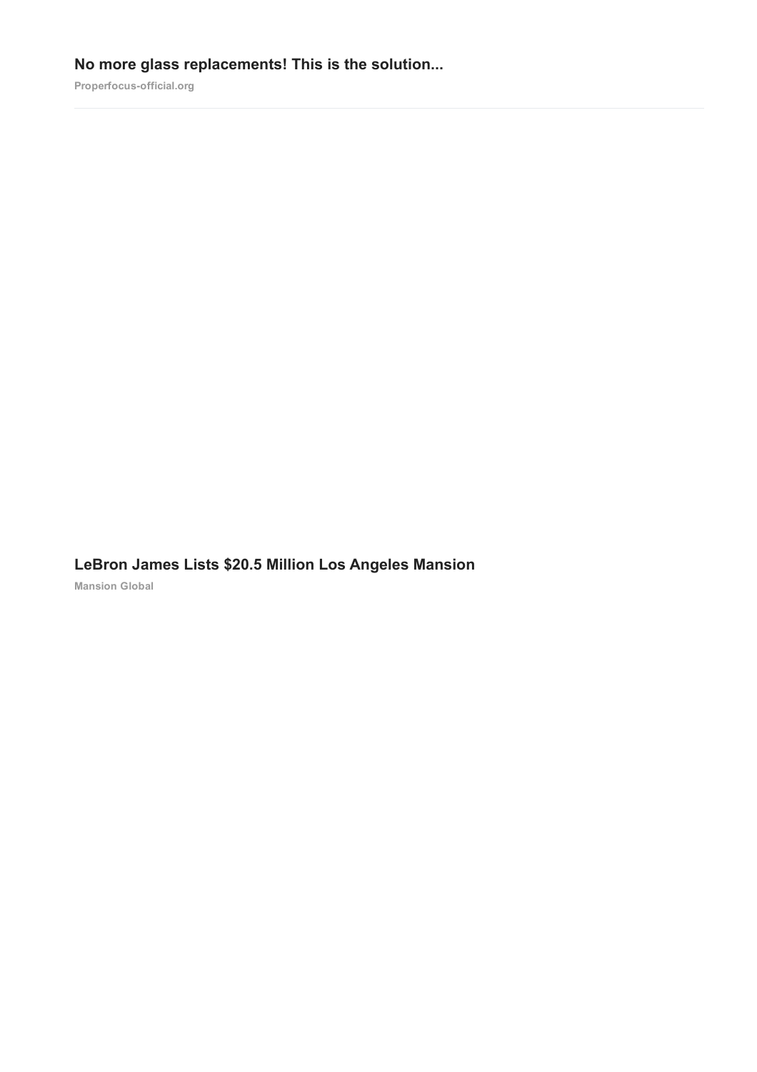**No more glass replacements! This is the solution...**

Properfocus-official.org

---

**LeBron James Lists $20.5 Million Los Angeles Mansion**

Mansion Global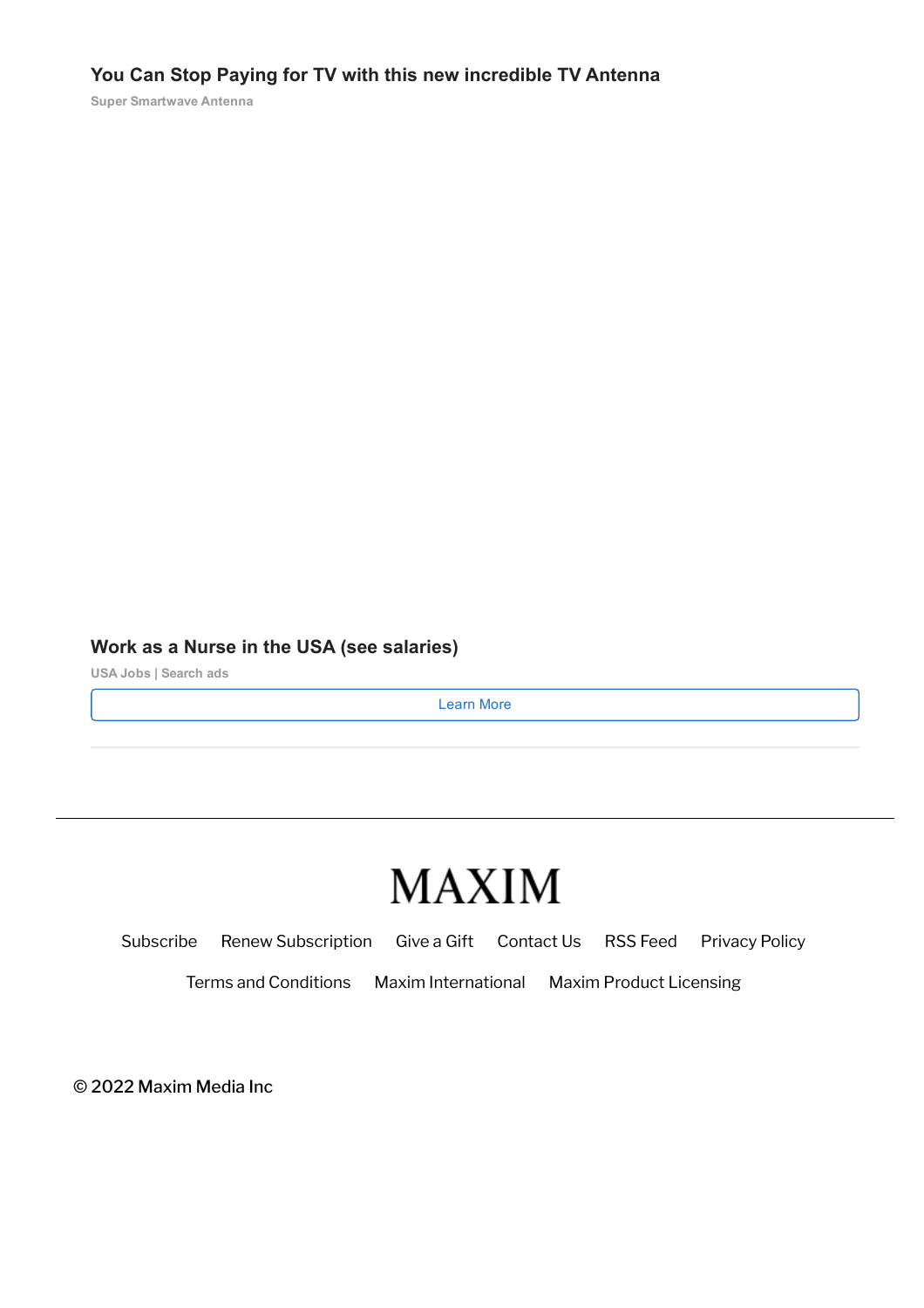**You Can Stop Paying for TV with this new incredible TV Antenna**

Super Smartwave Antenna

**Work as a Nurse in the USA (see salaries)**

USA Jobs | Search ads

Learn More

---

MAXIM

Subscribe Renew Subscription Give a Gift Contact Us RSS Feed Privacy Policy

Terms and Conditions Maxim International Maxim Product Licensing

© 2022 Maxim Media Inc